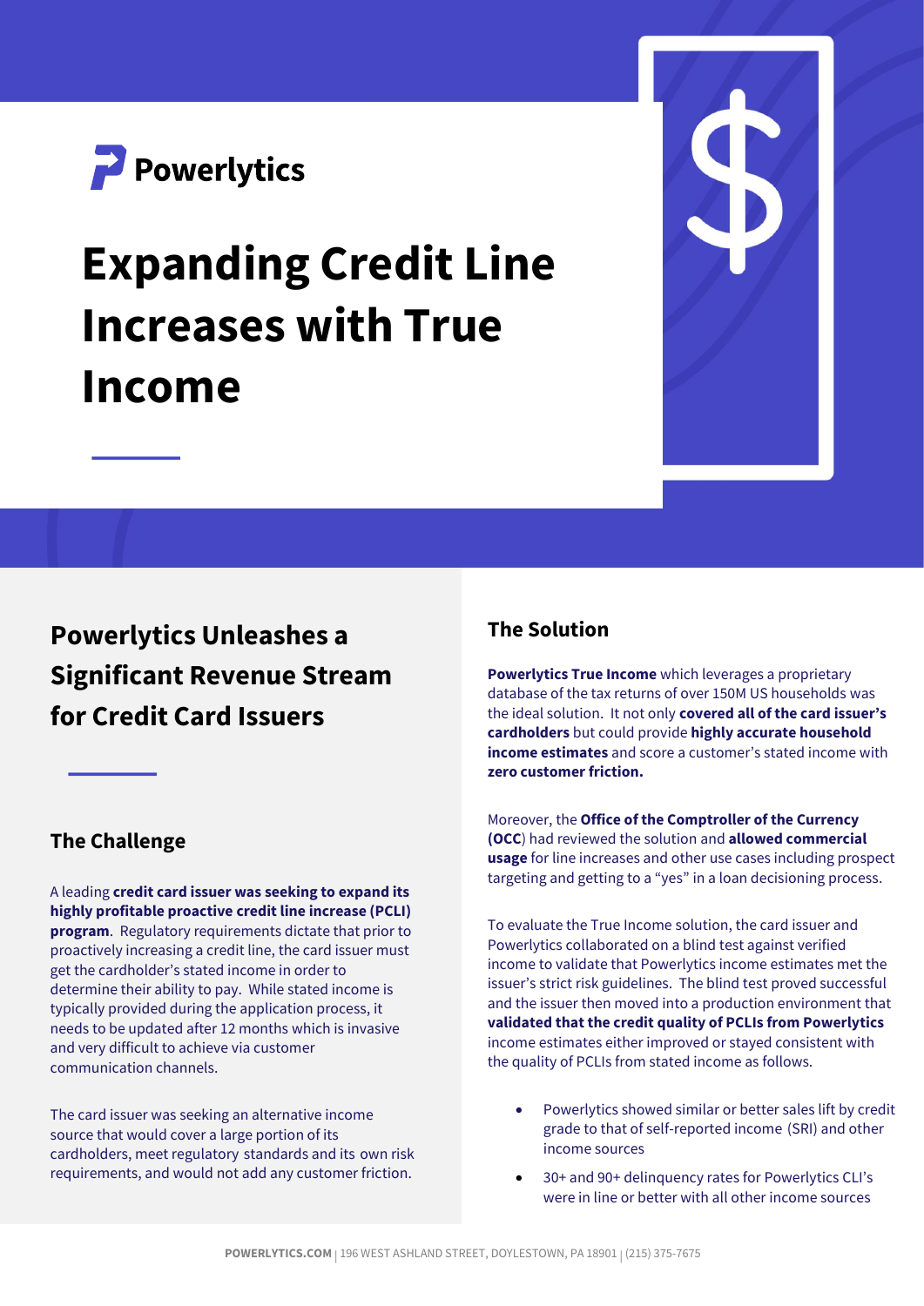Powerlytics

# Expanding Credit Line Increases with True Income

## Powerlytics Unleashes a Significant Revenue Stream for Credit Card Issuers

### The Challenge

A leading **credit card issuer was seeking to expand its highly profitable proactive credit line increase (PCLI) program**. Regulatory requirements dictate that prior to proactively increasing a credit line, the card issuer must get the cardholder's stated income in order to determine their ability to pay. While stated income is typically provided during the application process, it needs to be updated after 12 months which is invasive and very difficult to achieve via customer communication channels.

The card issuer was seeking an alternative income source that would cover a large portion of its cardholders, meet regulatory standards and its own risk requirements, and would not add any customer friction.

### The Solution

**Powerlytics True Income** which leverages a proprietary database of the tax returns of over 150M US households was the ideal solution. It not only **covered all of the card issuer's cardholders** but could provide **highly accurate household income estimates** and score a customer's stated income with **zero customer friction.**

Moreover, the **Office of the Comptroller of the Currency (OCC**) had reviewed the solution and **allowed commercial usage** for line increases and other use cases including prospect targeting and getting to a "yes" in a loan decisioning process.

To evaluate the True Income solution, the card issuer and Powerlytics collaborated on a blind test against verified income to validate that Powerlytics income estimates met the issuer's strict risk guidelines. The blind test proved successful and the issuer then moved into a production environment that **validated that the credit quality of PCLIs from Powerlytics** income estimates either improved or stayed consistent with the quality of PCLIs from stated income as follows.

- Powerlytics showed similar or better sales lift by credit grade to that of self-reported income (SRI) and other income sources
- 30+ and 90+ delinquency rates for Powerlytics CLI's were in line or better with all other income sources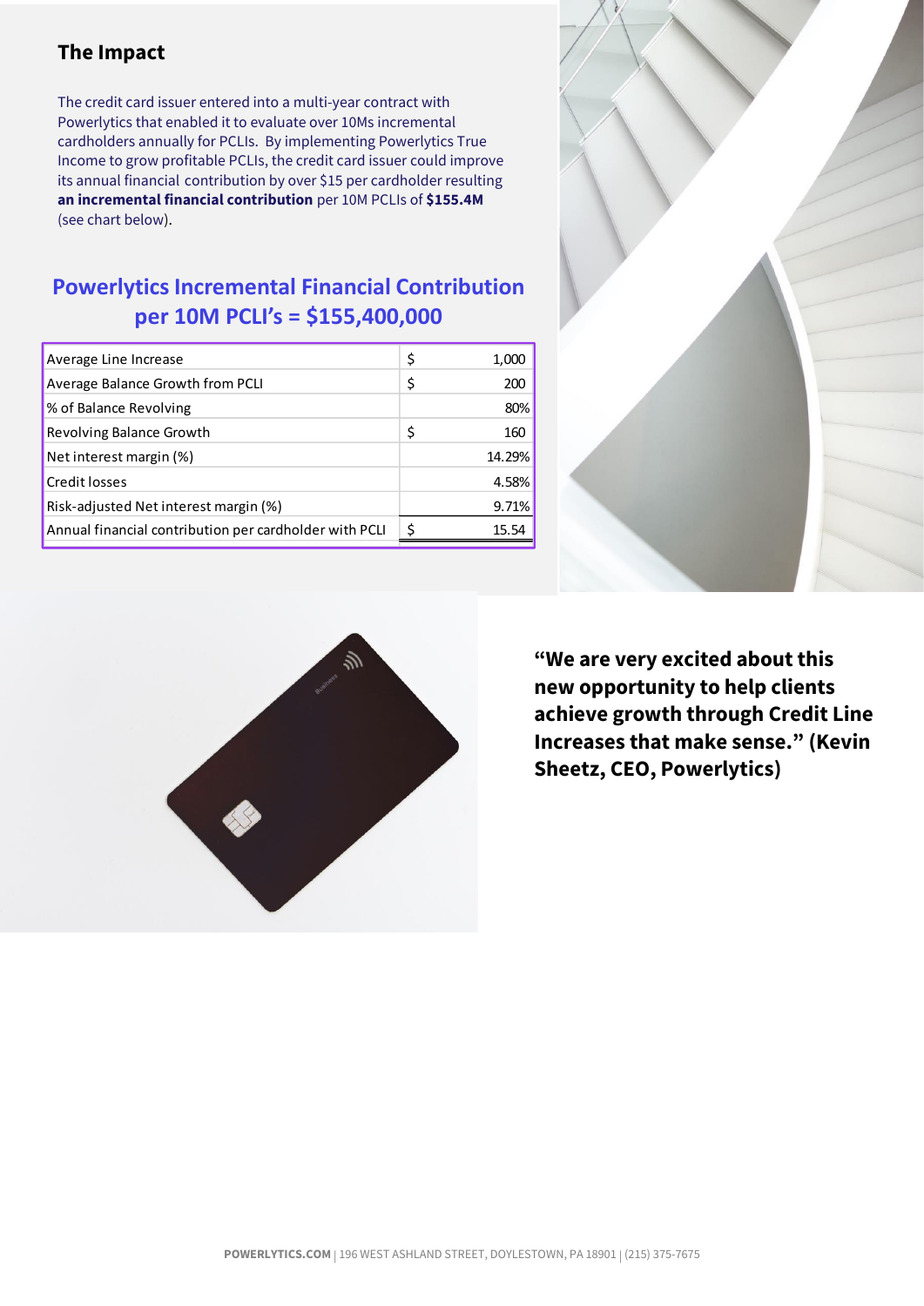## The Impact

The credit card issuer entered into a multi-year contract with Powerlytics that enabled it to evaluate over 10Ms incremental cardholders annually for PCLIs. By implementing Powerlytics True Income to grow profitable PCLIs, the credit card issuer could improve its annual financial contribution by over $15 per cardholder resulting **an incremental financial contribution** per 10M PCLIs of **$155.4M** (see chart below).

### Powerlytics Incremental Financial Contribution per 10M PCLI's = $155,400,000

| | |
|---|---|
| Average Line Increase | $ 1,000 |
| Average Balance Growth from PCLI | $ 200 |
| % of Balance Revolving | 80% |
| Revolving Balance Growth | $ 160 |
| Net interest margin (%) | 14.29% |
| Credit losses | 4.58% |
| Risk-adjusted Net interest margin (%) | 9.71% |
| Annual financial contribution per cardholder with PCLI | $ 15.54 |

**"We are very excited about this new opportunity to help clients achieve growth through Credit Line Increases that make sense." (Kevin Sheetz, CEO, Powerlytics)**

**POWERLYTICS.COM** | 196 WEST ASHLAND STREET, DOYLESTOWN, PA 18901 | (215) 375-7675